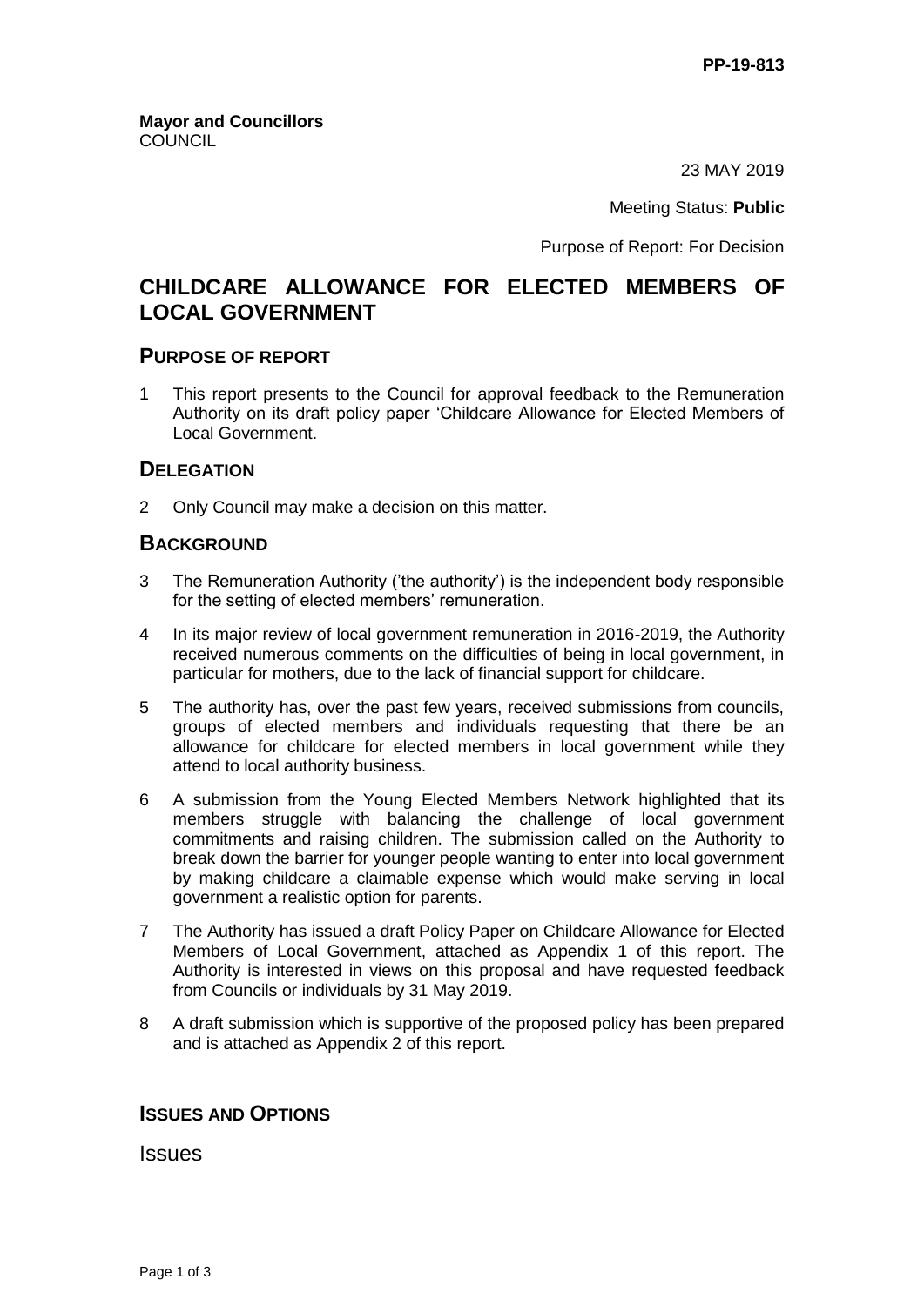PP-19-813

**Mayor and Councillors**
COUNCIL

23 MAY 2019

Meeting Status: **Public**

Purpose of Report: For Decision

# CHILDCARE ALLOWANCE FOR ELECTED MEMBERS OF LOCAL GOVERNMENT

## PURPOSE OF REPORT

1 This report presents to the Council for approval feedback to the Remuneration Authority on its draft policy paper 'Childcare Allowance for Elected Members of Local Government.

## DELEGATION

2 Only Council may make a decision on this matter.

## BACKGROUND

3 The Remuneration Authority ('the authority') is the independent body responsible for the setting of elected members' remuneration.

4 In its major review of local government remuneration in 2016-2019, the Authority received numerous comments on the difficulties of being in local government, in particular for mothers, due to the lack of financial support for childcare.

5 The authority has, over the past few years, received submissions from councils, groups of elected members and individuals requesting that there be an allowance for childcare for elected members in local government while they attend to local authority business.

6 A submission from the Young Elected Members Network highlighted that its members struggle with balancing the challenge of local government commitments and raising children. The submission called on the Authority to break down the barrier for younger people wanting to enter into local government by making childcare a claimable expense which would make serving in local government a realistic option for parents.

7 The Authority has issued a draft Policy Paper on Childcare Allowance for Elected Members of Local Government, attached as Appendix 1 of this report. The Authority is interested in views on this proposal and have requested feedback from Councils or individuals by 31 May 2019.

8 A draft submission which is supportive of the proposed policy has been prepared and is attached as Appendix 2 of this report.

## ISSUES AND OPTIONS

### Issues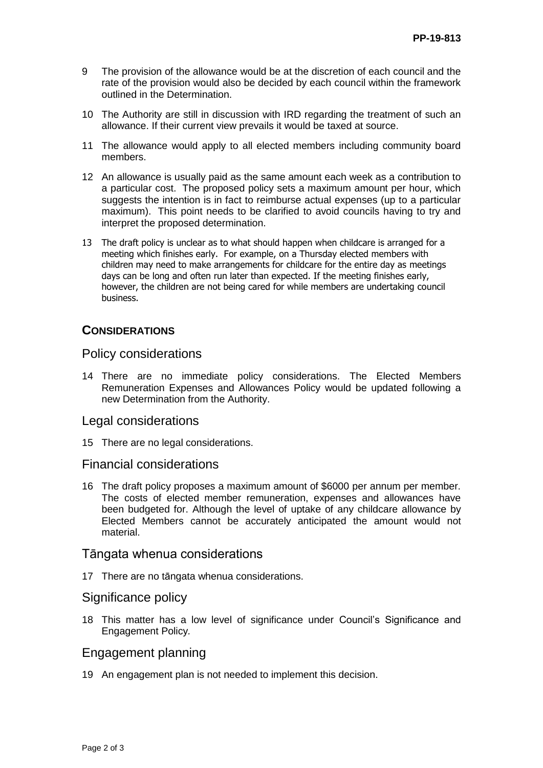9 The provision of the allowance would be at the discretion of each council and the rate of the provision would also be decided by each council within the framework outlined in the Determination.

10 The Authority are still in discussion with IRD regarding the treatment of such an allowance. If their current view prevails it would be taxed at source.

11 The allowance would apply to all elected members including community board members.

12 An allowance is usually paid as the same amount each week as a contribution to a particular cost. The proposed policy sets a maximum amount per hour, which suggests the intention is in fact to reimburse actual expenses (up to a particular maximum). This point needs to be clarified to avoid councils having to try and interpret the proposed determination.

13 The draft policy is unclear as to what should happen when childcare is arranged for a meeting which finishes early. For example, on a Thursday elected members with children may need to make arrangements for childcare for the entire day as meetings days can be long and often run later than expected. If the meeting finishes early, however, the children are not being cared for while members are undertaking council business.

## CONSIDERATIONS

### Policy considerations

14 There are no immediate policy considerations. The Elected Members Remuneration Expenses and Allowances Policy would be updated following a new Determination from the Authority.

### Legal considerations

15 There are no legal considerations.

### Financial considerations

16 The draft policy proposes a maximum amount of $6000 per annum per member. The costs of elected member remuneration, expenses and allowances have been budgeted for. Although the level of uptake of any childcare allowance by Elected Members cannot be accurately anticipated the amount would not material.

### Tāngata whenua considerations

17 There are no tāngata whenua considerations.

### Significance policy

18 This matter has a low level of significance under Council's Significance and Engagement Policy.

### Engagement planning

19 An engagement plan is not needed to implement this decision.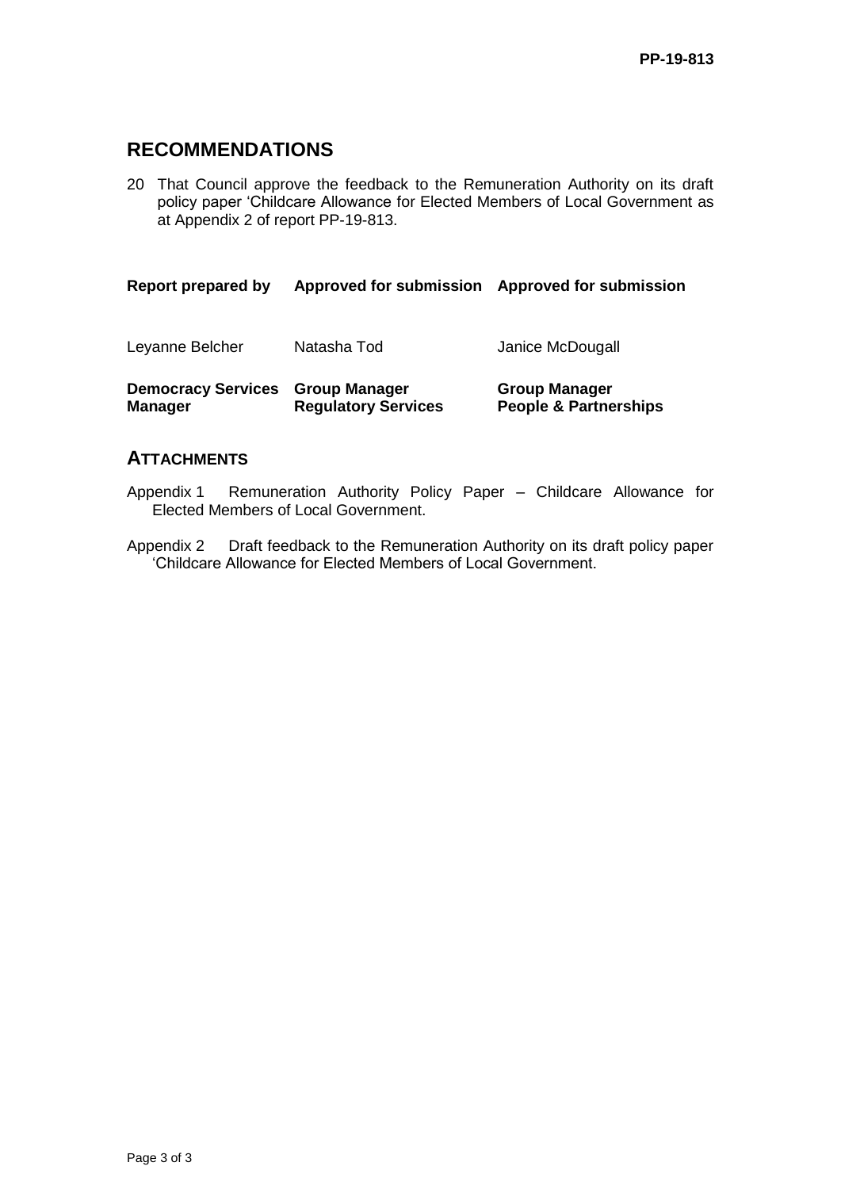## RECOMMENDATIONS

20 That Council approve the feedback to the Remuneration Authority on its draft policy paper 'Childcare Allowance for Elected Members of Local Government as at Appendix 2 of report PP-19-813.

| Report prepared by | Approved for submission | Approved for submission |
|---|---|---|
| Leyanne Belcher | Natasha Tod | Janice McDougall |
| **Democracy Services Manager** | **Group Manager Regulatory Services** | **Group Manager People & Partnerships** |

## ATTACHMENTS

Appendix 1 Remuneration Authority Policy Paper – Childcare Allowance for Elected Members of Local Government.

Appendix 2 Draft feedback to the Remuneration Authority on its draft policy paper 'Childcare Allowance for Elected Members of Local Government.